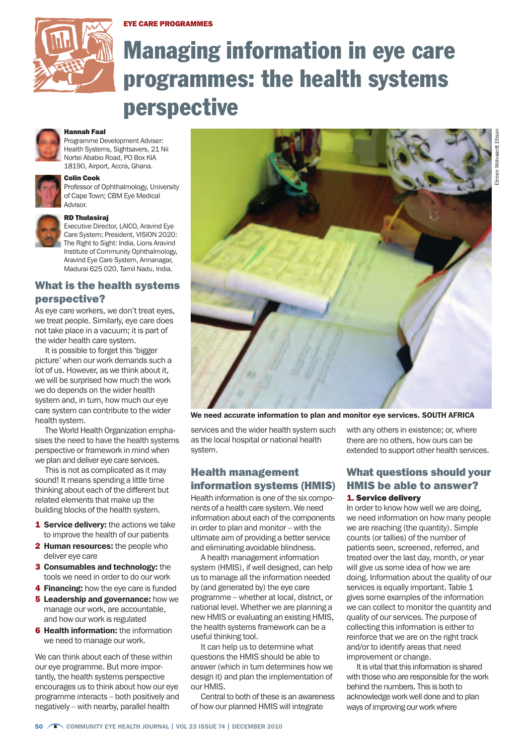EYE CARE PROGRAMMES

# Managing information in eye care programmes: the health systems perspective

**Hannah Faal**
Programme Development Adviser: Health Systems, Sightsavers, 21 Nii Nortei Ababio Road, PO Box KIA 18190, Airport, Accra, Ghana.

**Colin Cook**
Professor of Ophthalmology, University of Cape Town; CBM Eye Medical Advisor.

**RD Thulasiraj**
Executive Director, LAICO, Aravind Eye Care System; President, VISION 2020: The Right to Sight: India, Lions Aravind Institute of Community Ophthalmology, Aravind Eye Care System, Annanagar, Madurai 625 020, Tamil Nadu, India.

## What is the health systems perspective?

As eye care workers, we don't treat eyes, we treat people. Similarly, eye care does not take place in a vacuum; it is part of the wider health care system.

It is possible to forget this 'bigger picture' when our work demands such a lot of us. However, as we think about it, we will be surprised how much the work we do depends on the wider health system and, in turn, how much our eye care system can contribute to the wider health system.

The World Health Organization emphasises the need to have the health systems perspective or framework in mind when we plan and deliver eye care services.

This is not as complicated as it may sound! It means spending a little time thinking about each of the different but related elements that make up the building blocks of the health system.

1. **Service delivery:** the actions we take to improve the health of our patients
2. **Human resources:** the people who deliver eye care
3. **Consumables and technology:** the tools we need in order to do our work
4. **Financing:** how the eye care is funded
5. **Leadership and governance:** how we manage our work, are accountable, and how our work is regulated
6. **Health information:** the information we need to manage our work.

We can think about each of these within our eye programme. But more importantly, the health systems perspective encourages us to think about how our eye programme interacts – both positively and negatively – with nearby, parallel health services and the wider health system such as the local hospital or national health system.

We need accurate information to plan and monitor eye services. SOUTH AFRICA

## Health management information systems (HMIS)

Health information is one of the six components of a health care system. We need information about each of the components in order to plan and monitor – with the ultimate aim of providing a better service and eliminating avoidable blindness.

A health management information system (HMIS), if well designed, can help us to manage all the information needed by (and generated by) the eye care programme – whether at local, district, or national level. Whether we are planning a new HMIS or evaluating an existing HMIS, the health systems framework can be a useful thinking tool.

It can help us to determine what questions the HMIS should be able to answer (which in turn determines how we design it) and plan the implementation of our HMIS.

Central to both of these is an awareness of how our planned HMIS will integrate with any others in existence; or, where there are no others, how ours can be extended to support other health services.

## What questions should your HMIS be able to answer?

### 1. Service delivery

In order to know how well we are doing, we need information on how many people we are reaching (the quantity). Simple counts (or tallies) of the number of patients seen, screened, referred, and treated over the last day, month, or year will give us some idea of how we are doing. Information about the quality of our services is equally important. Table 1 gives some examples of the information we can collect to monitor the quantity and quality of our services. The purpose of collecting this information is either to reinforce that we are on the right track and/or to identify areas that need improvement or change.

It is vital that this information is shared with those who are responsible for the work behind the numbers. This is both to acknowledge work well done and to plan ways of improving our work where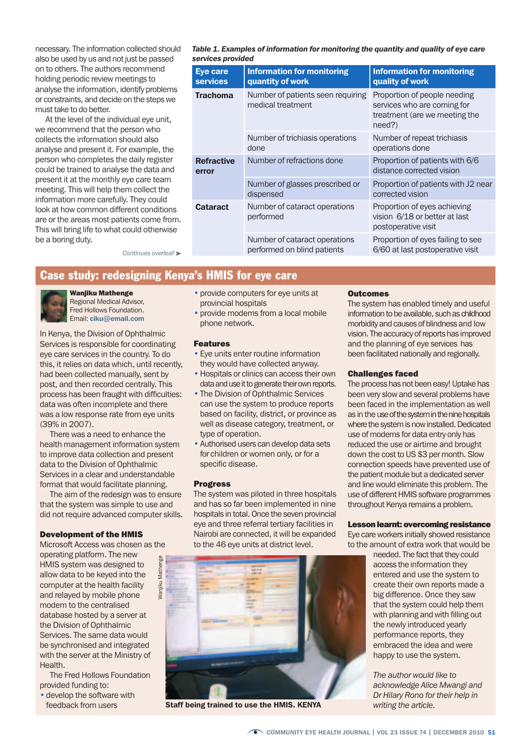necessary. The information collected should also be used by us and not just be passed on to others. The authors recommend holding periodic review meetings to analyse the information, identify problems or constraints, and decide on the steps we must take to do better.

At the level of the individual eye unit, we recommend that the person who collects the information should also analyse and present it. For example, the person who completes the daily register could be trained to analyse the data and present it at the monthly eye care team meeting. This will help them collect the information more carefully. They could look at how common different conditions are or the areas most patients come from. This will bring life to what could otherwise be a boring duty.

*Continues overleaf ➤*

***Table 1. Examples of information for monitoring the quantity and quality of eye care services provided***

| Eye care services | Information for monitoring quantity of work | Information for monitoring quality of work |
|---|---|---|
| **Trachoma** | Number of patients seen requiring medical treatment | Proportion of people needing services who are coming for treatment (are we meeting the need?) |
| | Number of trichiasis operations done | Number of repeat trichiasis operations done |
| **Refractive error** | Number of refractions done | Proportion of patients with 6/6 distance corrected vision |
| | Number of glasses prescribed or dispensed | Proportion of patients with J2 near corrected vision |
| **Cataract** | Number of cataract operations performed | Proportion of eyes achieving vision 6/18 or better at last postoperative visit |
| | Number of cataract operations performed on blind patients | Proportion of eyes failing to see 6/60 at last postoperative visit |

## Case study: redesigning Kenya's HMIS for eye care

**Wanjiku Mathenge**
Regional Medical Advisor, Fred Hollows Foundation.
Email: **ciku@email.com**

In Kenya, the Division of Ophthalmic Services is responsible for coordinating eye care services in the country. To do this, it relies on data which, until recently, had been collected manually, sent by post, and then recorded centrally. This process has been fraught with difficulties: data was often incomplete and there was a low response rate from eye units (39% in 2007).

There was a need to enhance the health management information system to improve data collection and present data to the Division of Ophthalmic Services in a clear and understandable format that would facilitate planning.

The aim of the redesign was to ensure that the system was simple to use and did not require advanced computer skills.

### Development of the HMIS

Microsoft Access was chosen as the operating platform. The new HMIS system was designed to allow data to be keyed into the computer at the health facility and relayed by mobile phone modem to the centralised database hosted by a server at the Division of Ophthalmic Services. The same data would be synchronised and integrated with the server at the Ministry of Health.

The Fred Hollows Foundation provided funding to:

- develop the software with feedback from users
- provide computers for eye units at provincial hospitals
- provide modems from a local mobile phone network.

### Features

- Eye units enter routine information they would have collected anyway.
- Hospitals or clinics can access their own data and use it to generate their own reports.
- The Division of Ophthalmic Services can use the system to produce reports based on facility, district, or province as well as disease category, treatment, or type of operation.
- Authorised users can develop data sets for children or women only, or for a specific disease.

### Progress

The system was piloted in three hospitals and has so far been implemented in nine hospitals in total. Once the seven provincial eye and three referral tertiary facilities in Nairobi are connected, it will be expanded to the 46 eye units at district level.

Wanjiku Mathenge

**Staff being trained to use the HMIS. KENYA**

### Outcomes

The system has enabled timely and useful information to be available, such as childhood morbidity and causes of blindness and low vision. The accuracy of reports has improved and the planning of eye services has been facilitated nationally and regionally.

### Challenges faced

The process has not been easy! Uptake has been very slow and several problems have been faced in the implementation as well as in the use of the system in the nine hospitals where the system is now installed. Dedicated use of modems for data entry only has reduced the use or airtime and brought down the cost to US $3 per month. Slow connection speeds have prevented use of the patient module but a dedicated server and line would eliminate this problem. The use of different HMIS software programmes throughout Kenya remains a problem.

### Lesson learnt: overcoming resistance

Eye care workers initially showed resistance to the amount of extra work that would be needed. The fact that they could access the information they entered and use the system to create their own reports made a big difference. Once they saw that the system could help them with planning and with filling out the newly introduced yearly performance reports, they embraced the idea and were happy to use the system.

*The author would like to acknowledge Alice Mwangi and Dr Hilary Rono for their help in writing the article.*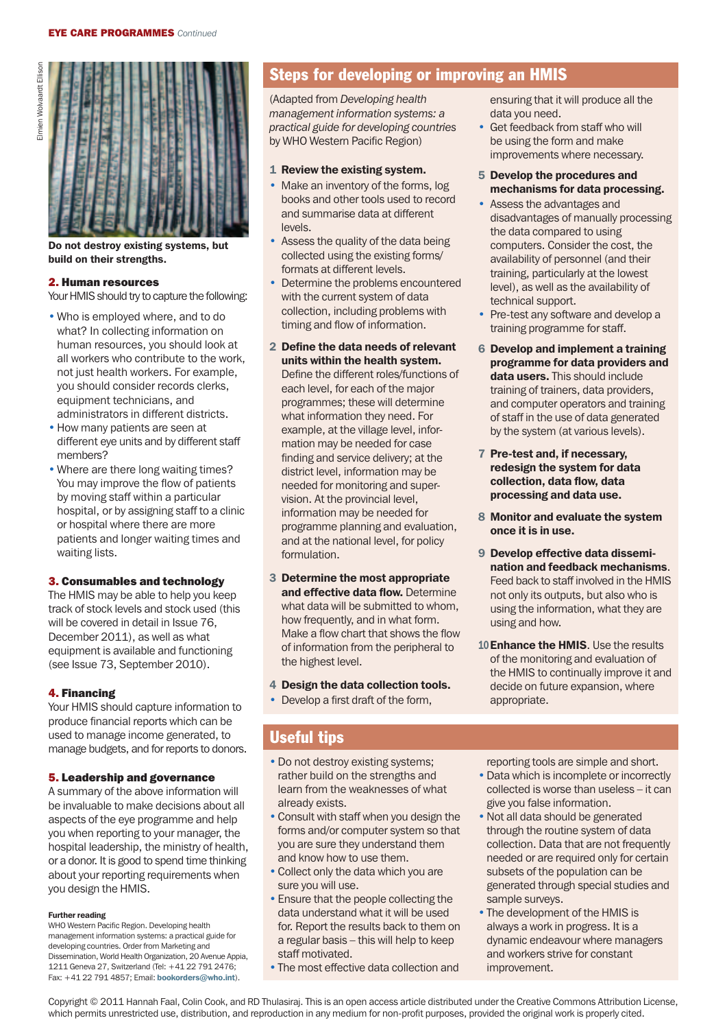Do not destroy existing systems, but build on their strengths.

### 2. Human resources

Your HMIS should try to capture the following:

- Who is employed where, and to do what? In collecting information on human resources, you should look at all workers who contribute to the work, not just health workers. For example, you should consider records clerks, equipment technicians, and administrators in different districts.
- How many patients are seen at different eye units and by different staff members?
- Where are there long waiting times? You may improve the flow of patients by moving staff within a particular hospital, or by assigning staff to a clinic or hospital where there are more patients and longer waiting times and waiting lists.

### 3. Consumables and technology

The HMIS may be able to help you keep track of stock levels and stock used (this will be covered in detail in Issue 76, December 2011), as well as what equipment is available and functioning (see Issue 73, September 2010).

### 4. Financing

Your HMIS should capture information to produce financial reports which can be used to manage income generated, to manage budgets, and for reports to donors.

### 5. Leadership and governance

A summary of the above information will be invaluable to make decisions about all aspects of the eye programme and help you when reporting to your manager, the hospital leadership, the ministry of health, or a donor. It is good to spend time thinking about your reporting requirements when you design the HMIS.

**Further reading**

WHO Western Pacific Region. Developing health management information systems: a practical guide for developing countries. Order from Marketing and Dissemination, World Health Organization, 20 Avenue Appia, 1211 Geneva 27, Switzerland (Tel: +41 22 791 2476; Fax: +41 22 791 4857; Email: **bookorders@who.int**).

## Steps for developing or improving an HMIS

(Adapted from *Developing health management information systems: a practical guide for developing countries* by WHO Western Pacific Region)

1. **Review the existing system.**
   - Make an inventory of the forms, log books and other tools used to record and summarise data at different levels.
   - Assess the quality of the data being collected using the existing forms/formats at different levels.
   - Determine the problems encountered with the current system of data collection, including problems with timing and flow of information.
2. **Define the data needs of relevant units within the health system.** Define the different roles/functions of each level, for each of the major programmes; these will determine what information they need. For example, at the village level, information may be needed for case finding and service delivery; at the district level, information may be needed for monitoring and supervision. At the provincial level, information may be needed for programme planning and evaluation, and at the national level, for policy formulation.
3. **Determine the most appropriate and effective data flow.** Determine what data will be submitted to whom, how frequently, and in what form. Make a flow chart that shows the flow of information from the peripheral to the highest level.
4. **Design the data collection tools.**
   - Develop a first draft of the form, ensuring that it will produce all the data you need.
   - Get feedback from staff who will be using the form and make improvements where necessary.
5. **Develop the procedures and mechanisms for data processing.**
   - Assess the advantages and disadvantages of manually processing the data compared to using computers. Consider the cost, the availability of personnel (and their training, particularly at the lowest level), as well as the availability of technical support.
   - Pre-test any software and develop a training programme for staff.
6. **Develop and implement a training programme for data providers and data users.** This should include training of trainers, data providers, and computer operators and training of staff in the use of data generated by the system (at various levels).
7. **Pre-test and, if necessary, redesign the system for data collection, data flow, data processing and data use.**
8. **Monitor and evaluate the system once it is in use.**
9. **Develop effective data dissemination and feedback mechanisms**. Feed back to staff involved in the HMIS not only its outputs, but also who is using the information, what they are using and how.
10. **Enhance the HMIS**. Use the results of the monitoring and evaluation of the HMIS to continually improve it and decide on future expansion, where appropriate.

## Useful tips

- Do not destroy existing systems; rather build on the strengths and learn from the weaknesses of what already exists.
- Consult with staff when you design the forms and/or computer system so that you are sure they understand them and know how to use them.
- Collect only the data which you are sure you will use.
- Ensure that the people collecting the data understand what it will be used for. Report the results back to them on a regular basis – this will help to keep staff motivated.
- The most effective data collection and reporting tools are simple and short.
- Data which is incomplete or incorrectly collected is worse than useless – it can give you false information.
- Not all data should be generated through the routine system of data collection. Data that are not frequently needed or are required only for certain subsets of the population can be generated through special studies and sample surveys.
- The development of the HMIS is always a work in progress. It is a dynamic endeavour where managers and workers strive for constant improvement.

Copyright © 2011 Hannah Faal, Colin Cook, and RD Thulasiraj. This is an open access article distributed under the Creative Commons Attribution License, which permits unrestricted use, distribution, and reproduction in any medium for non-profit purposes, provided the original work is properly cited.